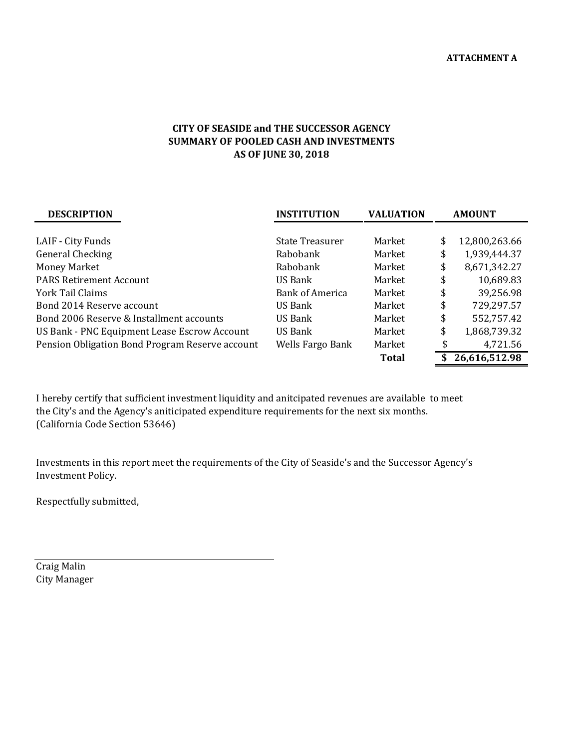ATTACHMENT A

# CITY OF SEASIDE and THE SUCCESSOR AGENCY
## SUMMARY OF POOLED CASH AND INVESTMENTS
## AS OF JUNE 30, 2018

| DESCRIPTION | INSTITUTION | VALUATION | AMOUNT |
|---|---|---|---|
| LAIF - City Funds | State Treasurer | Market | $ 12,800,263.66 |
| General Checking | Rabobank | Market | $ 1,939,444.37 |
| Money Market | Rabobank | Market | $ 8,671,342.27 |
| PARS Retirement Account | US Bank | Market | $ 10,689.83 |
| York Tail Claims | Bank of America | Market | $ 39,256.98 |
| Bond 2014 Reserve account | US Bank | Market | $ 729,297.57 |
| Bond 2006 Reserve & Installment accounts | US Bank | Market | $ 552,757.42 |
| US Bank - PNC Equipment Lease Escrow Account | US Bank | Market | $ 1,868,739.32 |
| Pension Obligation Bond Program Reserve account | Wells Fargo Bank | Market | $ 4,721.56 |
| | | **Total** | **$ 26,616,512.98** |

I hereby certify that sufficient investment liquidity and anitcipated revenues are available to meet the City's and the Agency's aniticipated expenditure requirements for the next six months. (California Code Section 53646)

Investments in this report meet the requirements of the City of Seaside's and the Successor Agency's Investment Policy.

Respectfully submitted,

Craig Malin
City Manager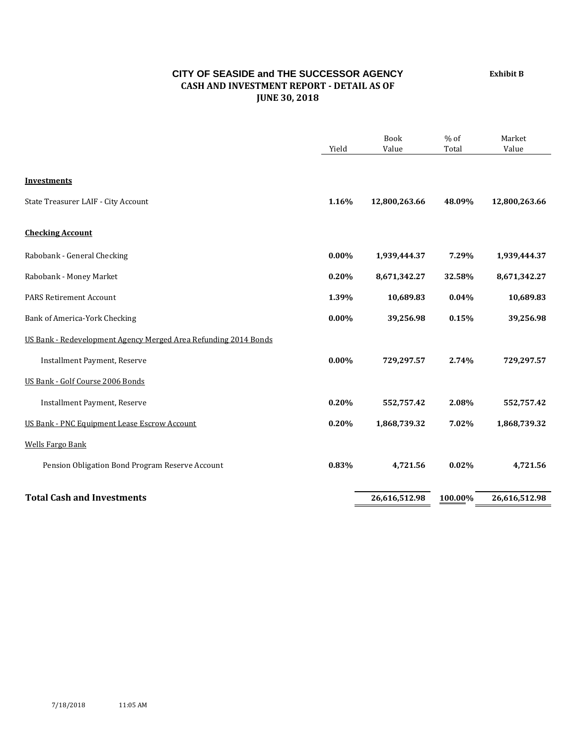**Exhibit B**

# CITY OF SEASIDE and THE SUCCESSOR AGENCY
## CASH AND INVESTMENT REPORT - DETAIL AS OF
## JUNE 30, 2018

| | Yield | Book Value | % of Total | Market Value |
|---|---|---|---|---|
| **Investments** | | | | |
| State Treasurer LAIF - City Account | **1.16%** | **12,800,263.66** | **48.09%** | **12,800,263.66** |
| **Checking Account** | | | | |
| Rabobank - General Checking | **0.00%** | **1,939,444.37** | **7.29%** | **1,939,444.37** |
| Rabobank - Money Market | **0.20%** | **8,671,342.27** | **32.58%** | **8,671,342.27** |
| PARS Retirement Account | **1.39%** | **10,689.83** | **0.04%** | **10,689.83** |
| Bank of America-York Checking | **0.00%** | **39,256.98** | **0.15%** | **39,256.98** |
| US Bank - Redevelopment Agency Merged Area Refunding 2014 Bonds | | | | |
| Installment Payment, Reserve | **0.00%** | **729,297.57** | **2.74%** | **729,297.57** |
| US Bank - Golf Course 2006 Bonds | | | | |
| Installment Payment, Reserve | **0.20%** | **552,757.42** | **2.08%** | **552,757.42** |
| US Bank - PNC Equipment Lease Escrow Account | **0.20%** | **1,868,739.32** | **7.02%** | **1,868,739.32** |
| Wells Fargo Bank | | | | |
| Pension Obligation Bond Program Reserve Account | **0.83%** | **4,721.56** | **0.02%** | **4,721.56** |
| **Total Cash and Investments** | | **26,616,512.98** | **100.00%** | **26,616,512.98** |

7/18/2018 11:05 AM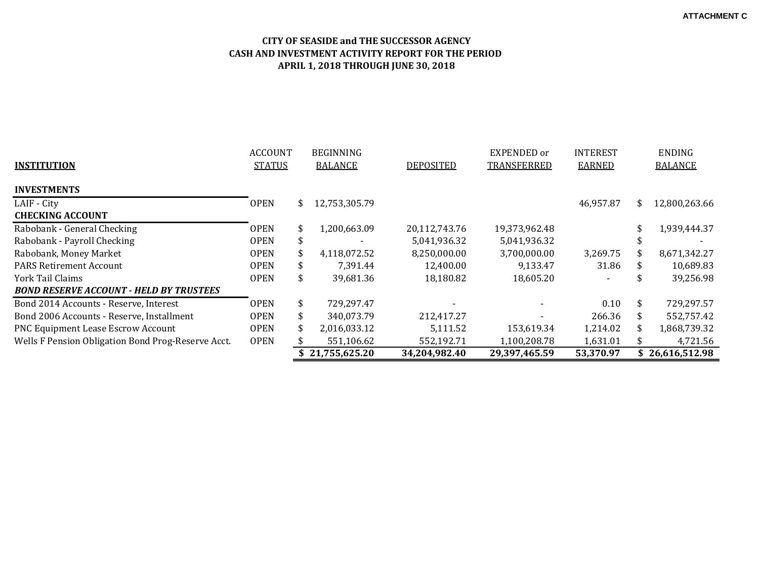ATTACHMENT C

## CITY OF SEASIDE and THE SUCCESSOR AGENCY
## CASH AND INVESTMENT ACTIVITY REPORT FOR THE PERIOD
## APRIL 1, 2018 THROUGH JUNE 30, 2018

| INSTITUTION | ACCOUNT STATUS | BEGINNING BALANCE | DEPOSITED | EXPENDED or TRANSFERRED | INTEREST EARNED | ENDING BALANCE |
|---|---|---|---|---|---|---|
| **INVESTMENTS** | | | | | | |
| LAIF - City | OPEN | $ 12,753,305.79 | | | 46,957.87 | $ 12,800,263.66 |
| **CHECKING ACCOUNT** | | | | | | |
| Rabobank - General Checking | OPEN | $ 1,200,663.09 | 20,112,743.76 | 19,373,962.48 | | $ 1,939,444.37 |
| Rabobank - Payroll Checking | OPEN | $ - | 5,041,936.32 | 5,041,936.32 | | $ - |
| Rabobank, Money Market | OPEN | $ 4,118,072.52 | 8,250,000.00 | 3,700,000.00 | 3,269.75 | $ 8,671,342.27 |
| PARS Retirement Account | OPEN | $ 7,391.44 | 12,400.00 | 9,133.47 | 31.86 | $ 10,689.83 |
| York Tail Claims | OPEN | $ 39,681.36 | 18,180.82 | 18,605.20 | - | $ 39,256.98 |
| ***BOND RESERVE ACCOUNT - HELD BY TRUSTEES*** | | | | | | |
| Bond 2014 Accounts - Reserve, Interest | OPEN | $ 729,297.47 | - | - | 0.10 | $ 729,297.57 |
| Bond 2006 Accounts - Reserve, Installment | OPEN | $ 340,073.79 | 212,417.27 | - | 266.36 | $ 552,757.42 |
| PNC Equipment Lease Escrow Account | OPEN | $ 2,016,033.12 | 5,111.52 | 153,619.34 | 1,214.02 | $ 1,868,739.32 |
| Wells F Pension Obligation Bond Prog-Reserve Acct. | OPEN | $ 551,106.62 | 552,192.71 | 1,100,208.78 | 1,631.01 | $ 4,721.56 |
| | | **$ 21,755,625.20** | **34,204,982.40** | **29,397,465.59** | **53,370.97** | **$ 26,616,512.98** |